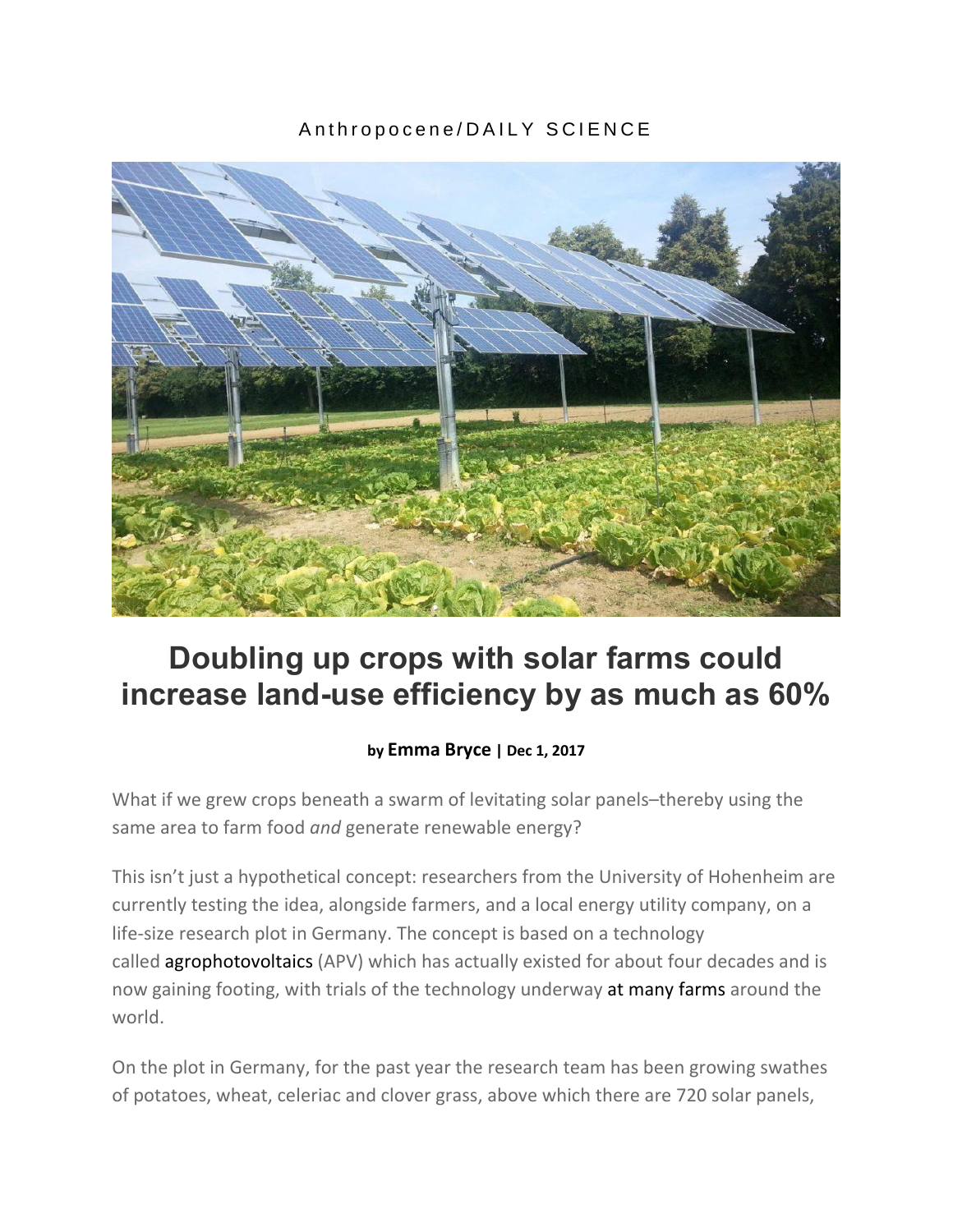Anthropocene/DAILY SCIENCE

# Doubling up crops with solar farms could increase land-use efficiency by as much as 60%

**by Emma Bryce | Dec 1, 2017**

What if we grew crops beneath a swarm of levitating solar panels–thereby using the same area to farm food *and* generate renewable energy?

This isn't just a hypothetical concept: researchers from the University of Hohenheim are currently testing the idea, alongside farmers, and a local energy utility company, on a life-size research plot in Germany. The concept is based on a technology called agrophotovoltaics (APV) which has actually existed for about four decades and is now gaining footing, with trials of the technology underway at many farms around the world.

On the plot in Germany, for the past year the research team has been growing swathes of potatoes, wheat, celeriac and clover grass, above which there are 720 solar panels,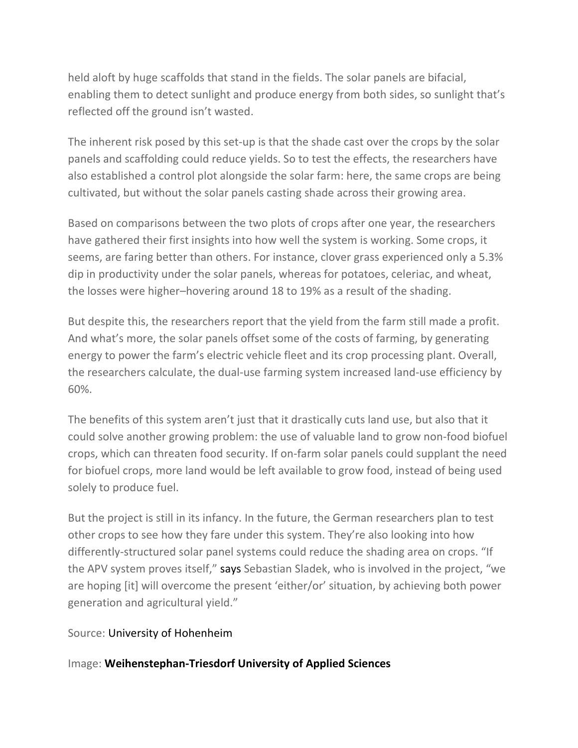held aloft by huge scaffolds that stand in the fields. The solar panels are bifacial, enabling them to detect sunlight and produce energy from both sides, so sunlight that's reflected off the ground isn't wasted.

The inherent risk posed by this set-up is that the shade cast over the crops by the solar panels and scaffolding could reduce yields. So to test the effects, the researchers have also established a control plot alongside the solar farm: here, the same crops are being cultivated, but without the solar panels casting shade across their growing area.

Based on comparisons between the two plots of crops after one year, the researchers have gathered their first insights into how well the system is working. Some crops, it seems, are faring better than others. For instance, clover grass experienced only a 5.3% dip in productivity under the solar panels, whereas for potatoes, celeriac, and wheat, the losses were higher–hovering around 18 to 19% as a result of the shading.

But despite this, the researchers report that the yield from the farm still made a profit. And what's more, the solar panels offset some of the costs of farming, by generating energy to power the farm's electric vehicle fleet and its crop processing plant. Overall, the researchers calculate, the dual-use farming system increased land-use efficiency by 60%.

The benefits of this system aren't just that it drastically cuts land use, but also that it could solve another growing problem: the use of valuable land to grow non-food biofuel crops, which can threaten food security. If on-farm solar panels could supplant the need for biofuel crops, more land would be left available to grow food, instead of being used solely to produce fuel.

But the project is still in its infancy. In the future, the German researchers plan to test other crops to see how they fare under this system. They're also looking into how differently-structured solar panel systems could reduce the shading area on crops. "If the APV system proves itself," says Sebastian Sladek, who is involved in the project, "we are hoping [it] will overcome the present 'either/or' situation, by achieving both power generation and agricultural yield."

Source: University of Hohenheim

Image: **Weihenstephan-Triesdorf University of Applied Sciences**